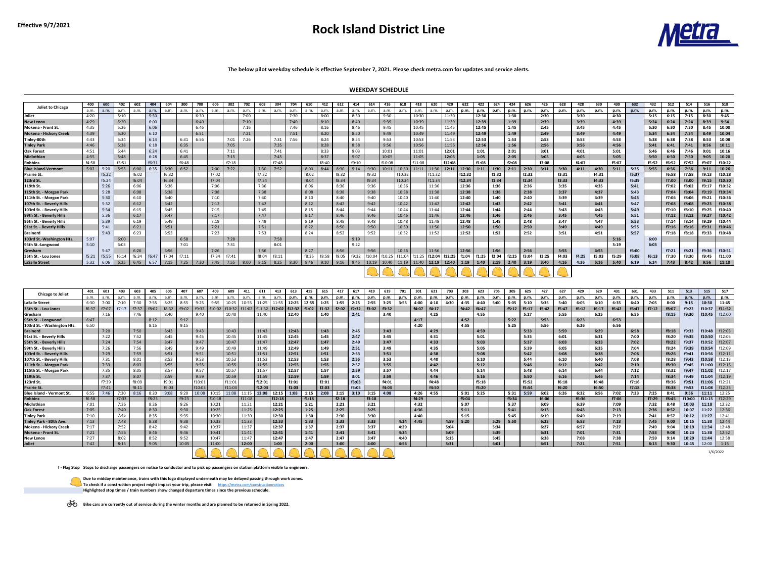**Effective 9/7/2021**

# Rock Island District Line

**The below pilot weekday schedule is effective September 7, 2021. Please check metra.com for updates and service alerts.**

## WEEKDAY SCHEDULE

| Joliet to Chicago | 400 | 600 | 402 | 602 | 404 | 604 | 300 | 700 | 606 | 302 | 702 | 608 | 304 | 704 | 610 | 412 | 612 | 414 | 614 | 416 | 618 | 418 | 620 | 420 | 622 | 422 | 624 | 424 | 626 | 426 | 628 | 428 | 630 | 430 | 632 | 432 | 512 | 514 | 516 | 518 |
|---|---|---|---|---|---|---|---|---|---|---|---|---|---|---|---|---|---|---|---|---|---|---|---|---|---|---|---|---|---|---|---|---|---|---|---|---|---|---|---|---|
| | a.m. | a.m. | a.m. | a.m. | a.m. | a.m. | a.m. | a.m. | a.m. | a.m. | a.m. | a.m. | a.m. | a.m. | a.m. | a.m. | a.m. | a.m. | a.m. | a.m. | a.m. | a.m. | a.m. | a.m. | p.m. | p.m. | p.m. | p.m. | p.m. | p.m. | p.m. | p.m. | p.m. | p.m. | p.m. | p.m. | p.m. | p.m. | p.m. | p.m. |
| Joliet | 4:20 | | 5:10 | | 5:50 | | | 6:30 | | | 7:00 | | | 7:30 | | 8:00 | | 8:30 | | 9:30 | | 10:30 | | 11:30 | | 12:30 | | 1:30 | | 2:30 | | 3:30 | | 4:30 | | 5:15 | 6:15 | 7:15 | 8:30 | 9:45 |
| New Lenox | 4:29 | | 5:20 | | 6:00 | | | 6:40 | | | 7:10 | | | 7:40 | | 8:10 | | 8:40 | | 9:39 | | 10:39 | | 11:39 | | 12:39 | | 1:39 | | 2:39 | | 3:39 | | 4:39 | | 5:24 | 6:24 | 7:24 | 8:39 | 9:54 |
| Mokena - Front St. | 4:35 | | 5:26 | | 6:06 | | | 6:46 | | | 7:16 | | | 7:46 | | 8:16 | | 8:46 | | 9:45 | | 10:45 | | 11:45 | | 12:45 | | 1:45 | | 2:45 | | 3:45 | | 4:45 | | 5:30 | 6:30 | 7:30 | 8:45 | 10:00 |
| Mokena - Hickory Creek | 4:39 | | 5:30 | | 6:10 | | | 6:51 | | | 7:21 | | | 7:51 | | 8:20 | | 8:50 | | 9:49 | | 10:49 | | 11:49 | | 12:49 | | 1:49 | | 2:49 | | 3:49 | | 4:49 | | 5:34 | 6:34 | 7:34 | 8:49 | 10:04 |
| Tinley-80th | 4:43 | | 5:34 | | 6:14 | | 6:31 | 6:56 | | 7:01 | 7:26 | | 7:31 | 7:56 | | 8:24 | | 8:54 | | 9:53 | | 10:53 | | 11:53 | | 12:53 | | 1:53 | | 2:53 | | 3:53 | | 4:53 | | 5:38 | 6:38 | 7:38 | 8:53 | 10:08 |
| Tinley Park | 4:46 | | 5:38 | | 6:18 | | 6:35 | | | 7:05 | | | 7:35 | | | 8:28 | | 8:58 | | 9:56 | | 10:56 | | 11:56 | | 12:56 | | 1:56 | | 2:56 | | 3:56 | | 4:56 | | 5:41 | 6:41 | 7:41 | 8:56 | 10:11 |
| Oak Forest | 4:51 | | 5:44 | | 6:24 | | 6:41 | | | 7:11 | | | 7:41 | | | 8:33 | | 9:03 | | 10:01 | | 11:01 | | 12:01 | | 1:01 | | 2:01 | | 3:01 | | 4:01 | | 5:01 | | 5:46 | 6:46 | 7:46 | 9:01 | 10:16 |
| Midlothian | 4:55 | | 5:48 | | 6:28 | | 6:45 | | | 7:15 | | | 7:45 | | | 8:37 | | 9:07 | | 10:05 | | 11:05 | | 12:05 | | 1:05 | | 2:05 | | 3:05 | | 4:05 | | 5:05 | | 5:50 | 6:50 | 7:50 | 9:05 | 10:20 |
| Robbins | f4:58 | | f5:51 | | f6:31 | | f6:48 | | | f7:18 | | | f7:48 | | | f8:40 | | f9:10 | | f10:08 | | f11:08 | | f12:08 | | f1:08 | | f2:08 | | f3:08 | | f4:07 | | f5:07 | | f5:52 | f6:52 | f7:52 | f9:07 | f10:22 |
| Blue Island-Vermont | 5:02 | 5:20 | 5:55 | 6:00 | 6:35 | 6:30 | 6:52 | | 7:00 | 7:22 | | 7:30 | 7:52 | | 8:00 | 8:44 | 8:30 | 9:14 | 9:30 | 10:11 | 10:30 | 11:11 | 11:30 | 12:11 | 12:30 | 1:11 | 1:30 | 2:11 | 2:30 | 3:11 | 3:30 | 4:11 | 4:30 | 5:11 | 5:35 | 5:55 | 6:56 | 7:56 | 9:11 | 10:26 |
| Prairie St. | | f5:22 | | f6:02 | | f6:32 | | | f7:02 | | | f7:32 | | | f8:02 | | f8:32 | | f9:32 | | f10:32 | | f11:32 | | f12:32 | | f1:32 | | f2:32 | | f3:31 | | f4:31 | | f5:37 | | f6:58 | f7:58 | f9:13 | f10:28 |
| 123rd St. | | f5:24 | | f6:04 | | f6:34 | | | f7:04 | | | f7:34 | | | f8:04 | | f8:34 | | f9:34 | | f10:34 | | f11:34 | | f12:34 | | f1:34 | | f2:34 | | f3:33 | | f4:33 | | f5:39 | | f7:00 | f8:00 | f9:15 | f10:30 |
| 119th St. | | 5:26 | | 6:06 | | 6:36 | | | 7:06 | | | 7:36 | | | 8:06 | | 8:36 | | 9:36 | | 10:36 | | 11:36 | | 12:36 | | 1:36 | | 2:36 | | 3:35 | | 4:35 | | 5:41 | | f7:02 | f8:02 | f9:17 | f10:32 |
| 115th St. - Morgan Park | | 5:28 | | 6:08 | | 6:38 | | | 7:08 | | | 7:38 | | | 8:08 | | 8:38 | | 9:38 | | 10:38 | | 11:38 | | 12:38 | | 1:38 | | 2:38 | | 3:37 | | 4:37 | | 5:43 | | f7:04 | f8:04 | f9:19 | f10:34 |
| 111th St. - Morgan Park | | 5:30 | | 6:10 | | 6:40 | | | 7:10 | | | 7:40 | | | 8:10 | | 8:40 | | 9:40 | | 10:40 | | 11:40 | | 12:40 | | 1:40 | | 2:40 | | 3:39 | | 4:39 | | 5:45 | | f7:06 | f8:06 | f9:21 | f10:36 |
| 107th St. - Beverly Hills | | 5:32 | | 6:12 | | 6:42 | | | 7:12 | | | 7:42 | | | 8:12 | | 8:42 | | 9:42 | | 10:42 | | 11:42 | | 12:42 | | 1:42 | | 2:42 | | 3:41 | | 4:41 | | 5:47 | | f7:08 | f8:08 | f9:23 | f10:38 |
| 103rd St. - Beverly Hills | | 5:34 | | 6:15 | | 6:45 | | | 7:15 | | | 7:45 | | | 8:15 | | 8:44 | | 9:44 | | 10:44 | | 11:44 | | 12:44 | | 1:44 | | 2:44 | | 3:43 | | 4:43 | | 5:49 | | f7:10 | f8:10 | f9:25 | f10:40 |
| 99th St. - Beverly Hills | | 5:36 | | 6:17 | | 6:47 | | | 7:17 | | | 7:47 | | | 8:17 | | 8:46 | | 9:46 | | 10:46 | | 11:46 | | 12:46 | | 1:46 | | 2:46 | | 3:45 | | 4:45 | | 5:51 | | f7:12 | f8:12 | f9:27 | f10:42 |
| 95th St. - Beverly Hills | | 5:39 | | 6:19 | | 6:49 | | | 7:19 | | | 7:49 | | | 8:19 | | 8:48 | | 9:48 | | 10:48 | | 11:48 | | 12:48 | | 1:48 | | 2:48 | | 3:47 | | 4:47 | | 5:53 | | f7:14 | f8:14 | f9:29 | f10:44 |
| 91st St. - Beverly Hills | | 5:41 | | 6:21 | | 6:51 | | | 7:21 | | | 7:51 | | | 8:22 | | 8:50 | | 9:50 | | 10:50 | | 11:50 | | 12:50 | | 1:50 | | 2:50 | | 3:49 | | 4:49 | | 5:55 | | f7:16 | f8:16 | f9:31 | f10:46 |
| Brainerd | | 5:43 | | 6:23 | | 6:53 | | | 7:23 | | | 7:53 | | | 8:24 | | 8:52 | | 9:52 | | 10:52 | | 11:52 | | 12:52 | | 1:52 | | 2:52 | | 3:51 | | 4:51 | | 5:57 | | f7:18 | f8:18 | f9:33 | f10:48 |
| 103rd St.-Washington Hts. | 5:07 | | 6:00 | | | | 6:58 | | | 7:28 | | | 7:58 | | | | | 9:19 | | | | | | | | | | | | | | | | 5:16 | | 6:00 | | | | |
| 95th St.-Longwood | 5:10 | | 6:03 | | | | 7:01 | | | 7:31 | | | 8:01 | | | | | 9:22 | | | | | | | | | | | | | | | | 5:19 | | 6:03 | | | | |
| Gresham | | 5:47 | | 6:26 | | 6:56 | | | 7:26 | | | 7:56 | | | 8:27 | | 8:56 | | 9:56 | | 10:56 | | 11:56 | | 12:56 | | 1:56 | | 2:56 | | 3:55 | | 4:55 | | 6:00 | | f7:21 | f8:21 | f9:36 | f10:51 |
| 35th St. - Lou Jones | f5:21 | f5:55 | f6:14 | f6:34 | f6:47 | f7:04 | f7:11 | | f7:34 | f7:41 | | f8:04 | f8:11 | | f8:35 | f8:58 | f9:05 | f9:32 | f10:04 | f10:25 | f11:04 | f11:25 | f12:04 | f12:25 | f1:04 | f1:25 | f2:04 | f2:25 | f3:04 | f3:25 | f4:03 | f4:25 | f5:03 | f5:29 | f6:08 | f6:13 | f7:30 | f8:30 | f9:45 | f11:00 |
| LaSalle Street | 5:32 | 6:06 | 6:25 | 6:45 | 6:57 | 7:15 | 7:25 | 7:30 | 7:45 | 7:55 | 8:00 | 8:15 | 8:25 | 8:30 | 8:46 | 9:10 | 9:16 | 9:45 | 10:19 | 10:40 | 11:19 | 11:40 | 12:19 | 12:40 | 1:19 | 1:40 | 2:19 | 2:40 | 3:19 | 3:40 | 4:16 | 4:36 | 5:16 | 5:40 | 6:19 | 6:24 | 7:43 | 8:42 | 9:56 | 11:10 |

| Chicago to Joliet | 401 | 601 | 403 | 603 | 405 | 605 | 407 | 607 | 409 | 609 | 411 | 611 | 413 | 613 | 415 | 615 | 417 | 617 | 419 | 619 | 701 | 301 | 621 | 703 | 303 | 623 | 705 | 305 | 625 | 427 | 627 | 429 | 629 | 431 | 631 | 433 | 511 | 513 | 515 | 517 |
|---|---|---|---|---|---|---|---|---|---|---|---|---|---|---|---|---|---|---|---|---|---|---|---|---|---|---|---|---|---|---|---|---|---|---|---|---|---|---|---|---|
| | a.m. | a.m. | a.m. | a.m. | a.m. | a.m. | a.m. | a.m. | a.m. | a.m. | a.m. | a.m. | a.m. | p.m. | p.m. | p.m. | p.m. | p.m. | p.m. | p.m. | p.m. | p.m. | p.m. | p.m. | p.m. | p.m. | p.m. | p.m. | p.m. | p.m. | p.m. | p.m. | p.m. | p.m. | p.m. | p.m. | p.m. | p.m. | p.m. | p.m. |
| LaSalle Street | 6:30 | 7:00 | 7:10 | 7:30 | 7:55 | 8:25 | 8:55 | 9:25 | 9:55 | 10:25 | 10:55 | 11:25 | 11:55 | 12:25 | 12:55 | 1:25 | 1:55 | 2:25 | 2:55 | 3:25 | 3:55 | 4:00 | 4:10 | 4:30 | 4:35 | 4:40 | 5:00 | 5:05 | 5:10 | 5:35 | 5:40 | 6:05 | 6:10 | 6:35 | 6:40 | 7:05 | 8:00 | 9:15 | 10:30 | 11:45 |
| 35th St. - Lou Jones | f6:37 | f7:07 | f7:17 | f7:37 | f8:02 | f8:32 | f9:02 | f9:32 | f10:02 | f10:32 | f11:02 | f11:32 | f12:02 | f12:32 | f1:02 | f1:32 | f2:02 | f2:32 | f3:02 | f3:32 | | f4:07 | f4:17 | | f4:42 | f4:47 | | f5:12 | f5:17 | f5:42 | f5:47 | f6:12 | f6:17 | f6:42 | f6:47 | f7:12 | f8:07 | f9:22 | f10:37 | f11:52 |
| Gresham | | 7:16 | | 7:46 | | 8:40 | | 9:40 | | 10:40 | | 11:40 | | 12:40 | | 1:40 | | 2:41 | | 3:40 | | | 4:25 | | | 4:55 | | | 5:27 | | 5:55 | | 6:25 | | 6:55 | | f8:15 | f9:30 | f10:45 | f12:00 |
| 95th St. - Longwood | 6:47 | | | | 8:12 | | 9:12 | | | | | | | | | | | | | | | 4:17 | | | 4:52 | | | 5:22 | | 5:53 | | 6:23 | | 6:53 | | | | | | |
| 103rd St. - Washington Hts. | 6:50 | | | | 8:15 | | 9:15 | | | | | | | | | | | | | | | 4:20 | | | 4:55 | | | 5:25 | | 5:56 | | 6:26 | | 6:56 | | | | | | |
| Brainerd | | 7:20 | | 7:50 | | 8:43 | | 9:43 | | 10:43 | | 11:43 | | 12:43 | | 1:43 | | 2:45 | | 3:43 | | | 4:29 | | | 4:59 | | | 5:33 | | 5:59 | | 6:29 | | 6:58 | | f8:18 | f9:33 | f10:48 | f12:03 |
| 91st St. - Beverly Hills | | 7:22 | | 7:52 | | 8:45 | | 9:45 | | 10:45 | | 11:45 | | 12:45 | | 1:45 | | 2:47 | | 3:45 | | | 4:31 | | | 5:01 | | | 5:35 | | 6:01 | | 6:31 | | 7:00 | | f8:20 | f9:35 | f10:50 | f12:05 |
| 95th St. - Beverly Hills | | 7:24 | | 7:54 | | 8:47 | | 9:47 | | 10:47 | | 11:47 | | 12:47 | | 1:47 | | 2:49 | | 3:47 | | | 4:33 | | | 5:03 | | | 5:37 | | 6:03 | | 6:33 | | 7:02 | | f8:22 | f9:37 | f10:52 | f12:07 |
| 99th St. - Beverly Hills | | 7:26 | | 7:56 | | 8:49 | | 9:49 | | 10:49 | | 11:49 | | 12:49 | | 1:49 | | 2:51 | | 3:49 | | | 4:35 | | | 5:05 | | | 5:39 | | 6:05 | | 6:35 | | 7:04 | | f8:24 | f9:39 | f10:54 | f12:09 |
| 103rd St. - Beverly Hills | | 7:29 | | 7:59 | | 8:51 | | 9:51 | | 10:51 | | 11:51 | | 12:51 | | 1:51 | | 2:53 | | 3:51 | | | 4:38 | | | 5:08 | | | 5:42 | | 6:08 | | 6:38 | | 7:06 | | f8:26 | f9:41 | f10:56 | f12:11 |
| 107th St. - Beverly Hills | | 7:31 | | 8:01 | | 8:53 | | 9:53 | | 10:53 | | 11:53 | | 12:53 | | 1:53 | | 2:55 | | 3:53 | | | 4:40 | | | 5:10 | | | 5:44 | | 6:10 | | 6:40 | | 7:08 | | f8:28 | f9:43 | f10:58 | f12:13 |
| 111th St. - Morgan Park | | 7:33 | | 8:03 | | 8:55 | | 9:55 | | 10:55 | | 11:55 | | 12:55 | | 1:55 | | 2:57 | | 3:55 | | | 4:42 | | | 5:12 | | | 5:46 | | 6:12 | | 6:42 | | 7:10 | | f8:30 | f9:45 | f11:00 | f12:15 |
| 115th St. - Morgan Park | | 7:35 | | 8:05 | | 8:57 | | 9:57 | | 10:57 | | 11:57 | | 12:57 | | 1:57 | | 2:59 | | 3:57 | | | 4:44 | | | 5:14 | | | 5:48 | | 6:14 | | 6:44 | | 7:12 | | f8:32 | f9:47 | f11:02 | f12:17 |
| 119th St. | | 7:37 | | 8:07 | | 8:59 | | 9:59 | | 10:59 | | 11:59 | | 12:59 | | 1:59 | | 3:01 | | 3:59 | | | 4:46 | | | 5:16 | | | 5:50 | | 6:16 | | 6:46 | | 7:14 | | f8:34 | f9:49 | f11:04 | f12:19 |
| 123rd St. | | f7:39 | | f8:09 | | f9:01 | | f10:01 | | f11:01 | | f12:01 | | f1:01 | | f2:01 | | f3:03 | | f4:01 | | | f4:48 | | | f5:18 | | | f5:52 | | f6:18 | | f6:48 | | f7:16 | | f8:36 | f9:51 | f11:06 | f12:21 |
| Prairie St. | | f7:41 | | f8:11 | | f9:03 | | f10:03 | | f11:03 | | f12:03 | | f1:03 | | f2:03 | | f3:05 | | f4:03 | | | f4:50 | | | f5:20 | | | f5:54 | | f6:20 | | f6:50 | | f7:18 | | f8:38 | f9:53 | f11:08 | f12:23 |
| Blue Island - Vermont St. | 6:55 | 7:46 | 7:30 | 8:16 | 8:20 | 9:08 | 9:20 | 10:08 | 10:15 | 11:08 | 11:15 | 12:08 | 12:15 | 1:08 | 1:15 | 2:08 | 2:15 | 3:10 | 3:15 | 4:08 | | 4:26 | 4:55 | | 5:01 | 5:25 | | 5:31 | 5:59 | 6:02 | 6:26 | 6:32 | 6:56 | 7:02 | 7:23 | 7:25 | 8:41 | 9:56 | 11:11 | 12:25 |
| Robbins | f6:58 | | f7:33 | | f8:23 | | f9:23 | | f10:18 | | f11:18 | | f12:18 | | f1:18 | | f2:18 | | f3:18 | | | f4:29 | | | f5:04 | | | f5:34 | | f6:06 | | f6:36 | | f7:06 | | f7:29 | f8:45 | f10:00 | f11:15 | f12:29 |
| Midlothian | 7:01 | | 7:36 | | 8:26 | | 9:26 | | 10:21 | | 11:21 | | 12:21 | | 1:21 | | 2:21 | | 3:21 | | | 4:32 | | | 5:07 | | | 5:37 | | 6:09 | | 6:39 | | 7:09 | | 7:32 | 8:48 | 10:03 | 11:18 | 12:32 |
| Oak Forest | 7:05 | | 7:40 | | 8:30 | | 9:30 | | 10:25 | | 11:25 | | 12:25 | | 1:25 | | 2:25 | | 3:25 | | | 4:36 | | | 5:11 | | | 5:41 | | 6:13 | | 6:43 | | 7:13 | | 7:36 | 8:52 | 10:07 | 11:22 | 12:36 |
| Tinley Park | 7:10 | | 7:45 | | 8:35 | | 9:35 | | 10:30 | | 11:30 | | 12:30 | | 1:30 | | 2:30 | | 3:30 | | | 4:40 | | | 5:15 | | | 5:45 | | 6:19 | | 6:49 | | 7:19 | | 7:41 | 8:57 | 10:12 | 11:27 | 12:41 |
| Tinley Park - 80th Ave. | 7:13 | | 7:48 | | 8:38 | | 9:38 | | 10:33 | | 11:33 | | 12:33 | | 1:33 | | 2:33 | | 3:33 | | 4:24 | 4:45 | | 4:59 | 5:20 | | 5:29 | 5:50 | | 6:23 | | 6:53 | | 7:23 | | 7:45 | 9:00 | 10:15 | 11:30 | 12:44 |
| Mokena - Hickory Creek | 7:17 | | 7:52 | | 8:42 | | 9:42 | | 10:37 | | 11:37 | | 12:37 | | 1:37 | | 2:37 | | 3:37 | | 4:29 | | | 5:04 | | | 5:34 | | | 6:27 | | 6:57 | | 7:27 | | 7:49 | 9:04 | 10:19 | 11:34 | 12:48 |
| Mokena - Front St. | 7:21 | | 7:56 | | 8:46 | | 9:46 | | 10:41 | | 11:41 | | 12:41 | | 1:41 | | 2:41 | | 3:41 | | 4:34 | | | 5:09 | | | 5:39 | | | 6:31 | | 7:01 | | 7:31 | | 7:53 | 9:08 | 10:23 | 11:38 | 12:52 |
| New Lenox | 7:27 | | 8:02 | | 8:52 | | 9:52 | | 10:47 | | 11:47 | | 12:47 | | 1:47 | | 2:47 | | 3:47 | | 4:40 | | | 5:15 | | | 5:45 | | | 6:38 | | 7:08 | | 7:38 | | 7:59 | 9:14 | 10:29 | 11:44 | 12:58 |
| Joliet | 7:42 | | 8:15 | | 9:05 | | 10:05 | | 11:00 | | 12:00 | | 1:00 | | 2:00 | | 3:00 | | 4:00 | | 4:56 | | | 5:31 | | | 6:01 | | | 6:51 | | 7:21 | | 7:51 | | 8:13 | 9:30 | 10:45 | 12:00 | 1:15 |

1/6/2022

**f - Flag Stop  Stops to discharge passengers on notice to conductor and to pick up passengers on station platform visible to engineers.**

**Due to midday maintenance, trains with this logo displayed underneath may be delayed passing through work zones.**
**To check if a construction project might impact your trip, please visit** https://metra.com/constructionnotices
**Highlighted stop times / train numbers show changed departure times since the previous schedule.**

**Bike cars are currently out of service during the winter months and are planned to be returned in Spring 2022.**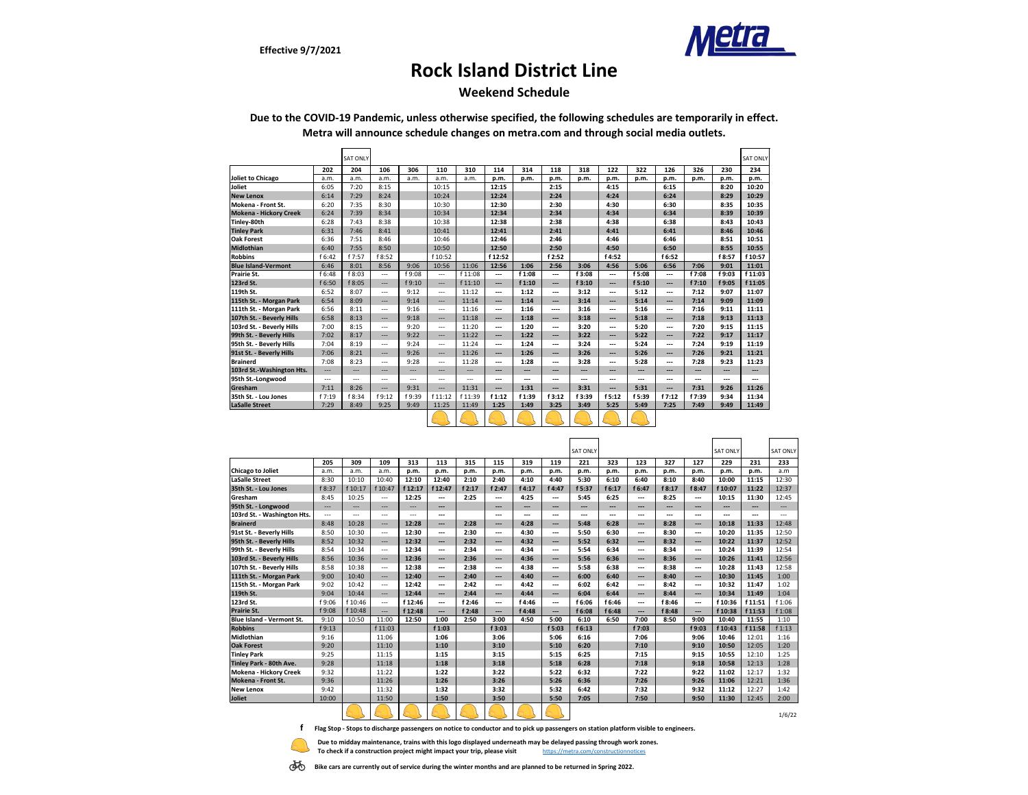Effective 9/7/2021

# Rock Island District Line

## Weekend Schedule

**Due to the COVID-19 Pandemic, unless otherwise specified, the following schedules are temporarily in effect. Metra will announce schedule changes on metra.com and through social media outlets.**

| | | SAT ONLY | | | | | | | | | | | | | | SAT ONLY |
|---|---|---|---|---|---|---|---|---|---|---|---|---|---|---|---|---|
| | 202 | 204 | 106 | 306 | 110 | 310 | 114 | 314 | 118 | 318 | 122 | 322 | 126 | 326 | 230 | 234 |
| **Joliet to Chicago** | a.m. | a.m. | a.m. | a.m. | a.m. | a.m. | p.m. | p.m. | p.m. | p.m. | p.m. | p.m. | p.m. | p.m. | p.m. | p.m. |
| **Joliet** | 6:05 | 7:20 | 8:15 | | 10:15 | | 12:15 | | 2:15 | | 4:15 | | 6:15 | | 8:20 | 10:20 |
| **New Lenox** | 6:14 | 7:29 | 8:24 | | 10:24 | | 12:24 | | 2:24 | | 4:24 | | 6:24 | | 8:29 | 10:29 |
| **Mokena - Front St.** | 6:20 | 7:35 | 8:30 | | 10:30 | | 12:30 | | 2:30 | | 4:30 | | 6:30 | | 8:35 | 10:35 |
| **Mokena - Hickory Creek** | 6:24 | 7:39 | 8:34 | | 10:34 | | 12:34 | | 2:34 | | 4:34 | | 6:34 | | 8:39 | 10:39 |
| **Tinley-80th** | 6:28 | 7:43 | 8:38 | | 10:38 | | 12:38 | | 2:38 | | 4:38 | | 6:38 | | 8:43 | 10:43 |
| **Tinley Park** | 6:31 | 7:46 | 8:41 | | 10:41 | | 12:41 | | 2:41 | | 4:41 | | 6:41 | | 8:46 | 10:46 |
| **Oak Forest** | 6:36 | 7:51 | 8:46 | | 10:46 | | 12:46 | | 2:46 | | 4:46 | | 6:46 | | 8:51 | 10:51 |
| **Midlothian** | 6:40 | 7:55 | 8:50 | | 10:50 | | 12:50 | | 2:50 | | 4:50 | | 6:50 | | 8:55 | 10:55 |
| **Robbins** | f 6:42 | f 7:57 | f 8:52 | | f 10:52 | | f 12:52 | | f 2:52 | | f 4:52 | | f 6:52 | | f 8:57 | f 10:57 |
| **Blue Island-Vermont** | 6:46 | 8:01 | 8:56 | 9:06 | 10:56 | 11:06 | 12:56 | 1:06 | 2:56 | 3:06 | 4:56 | 5:06 | 6:56 | 7:06 | 9:01 | 11:01 |
| **Prairie St.** | f 6:48 | f 8:03 | --- | f 9:08 | --- | f 11:08 | --- | f 1:08 | --- | f 3:08 | --- | f 5:08 | --- | f 7:08 | f 9:03 | f 11:03 |
| **123rd St.** | f 6:50 | f 8:05 | --- | f 9:10 | --- | f 11:10 | --- | f 1:10 | --- | f 3:10 | --- | f 5:10 | --- | f 7:10 | f 9:05 | f 11:05 |
| **119th St.** | 6:52 | 8:07 | --- | 9:12 | --- | 11:12 | --- | 1:12 | --- | 3:12 | --- | 5:12 | --- | 7:12 | 9:07 | 11:07 |
| **115th St. - Morgan Park** | 6:54 | 8:09 | --- | 9:14 | --- | 11:14 | --- | 1:14 | --- | 3:14 | --- | 5:14 | --- | 7:14 | 9:09 | 11:09 |
| **111th St. - Morgan Park** | 6:56 | 8:11 | --- | 9:16 | --- | 11:16 | --- | 1:16 | ---- | 3:16 | --- | 5:16 | --- | 7:16 | 9:11 | 11:11 |
| **107th St. - Beverly Hills** | 6:58 | 8:13 | --- | 9:18 | --- | 11:18 | --- | 1:18 | --- | 3:18 | --- | 5:18 | --- | 7:18 | 9:13 | 11:13 |
| **103rd St. - Beverly Hills** | 7:00 | 8:15 | --- | 9:20 | --- | 11:20 | --- | 1:20 | --- | 3:20 | --- | 5:20 | --- | 7:20 | 9:15 | 11:15 |
| **99th St. - Beverly Hills** | 7:02 | 8:17 | --- | 9:22 | --- | 11:22 | --- | 1:22 | --- | 3:22 | --- | 5:22 | --- | 7:22 | 9:17 | 11:17 |
| **95th St. - Beverly Hills** | 7:04 | 8:19 | --- | 9:24 | --- | 11:24 | --- | 1:24 | --- | 3:24 | --- | 5:24 | --- | 7:24 | 9:19 | 11:19 |
| **91st St. - Beverly Hills** | 7:06 | 8:21 | --- | 9:26 | --- | 11:26 | --- | 1:26 | --- | 3:26 | --- | 5:26 | --- | 7:26 | 9:21 | 11:21 |
| **Brainerd** | 7:08 | 8:23 | --- | 9:28 | --- | 11:28 | --- | 1:28 | --- | 3:28 | --- | 5:28 | --- | 7:28 | 9:23 | 11:23 |
| **103rd St.-Washington Hts.** | --- | --- | --- | --- | --- | --- | --- | --- | --- | --- | --- | --- | --- | --- | --- | --- |
| **95th St.-Longwood** | --- | --- | --- | --- | --- | --- | --- | --- | --- | --- | --- | --- | --- | --- | --- | --- |
| **Gresham** | 7:11 | 8:26 | --- | 9:31 | --- | 11:31 | --- | 1:31 | --- | 3:31 | --- | 5:31 | --- | 7:31 | 9:26 | 11:26 |
| **35th St. - Lou Jones** | f 7:19 | f 8:34 | f 9:12 | f 9:39 | f 11:12 | f 11:39 | f 1:12 | f 1:39 | f 3:12 | f 3:39 | f 5:12 | f 5:39 | f 7:12 | f 7:39 | 9:34 | 11:34 |
| **LaSalle Street** | 7:29 | 8:49 | 9:25 | 9:49 | 11:25 | 11:49 | 1:25 | 1:49 | 3:25 | 3:49 | 5:25 | 5:49 | 7:25 | 7:49 | 9:49 | 11:49 |

| | | | | | | | | | | SAT ONLY | | | | | SAT ONLY | | SAT ONLY |
|---|---|---|---|---|---|---|---|---|---|---|---|---|---|---|---|---|---|
| | 205 | 309 | 109 | 313 | 113 | 315 | 115 | 319 | 119 | 221 | 323 | 123 | 327 | 127 | 229 | 231 | 233 |
| **Chicago to Joliet** | a.m. | a.m. | a.m. | p.m. | p.m. | p.m. | p.m. | p.m. | p.m. | p.m. | p.m. | p.m. | p.m. | p.m. | p.m. | p.m. | a.m |
| **LaSalle Street** | 8:30 | 10:10 | 10:40 | 12:10 | 12:40 | 2:10 | 2:40 | 4:10 | 4:40 | 5:30 | 6:10 | 6:40 | 8:10 | 8:40 | 10:00 | 11:15 | 12:30 |
| **35th St. - Lou Jones** | f 8:37 | f 10:17 | f 10:47 | f 12:17 | f 12:47 | f 2:17 | f 2:47 | f 4:17 | f 4:47 | f 5:37 | f 6:17 | f 6:47 | f 8:17 | f 8:47 | f 10:07 | 11:22 | 12:37 |
| **Gresham** | 8:45 | 10:25 | --- | 12:25 | --- | 2:25 | --- | 4:25 | --- | 5:45 | 6:25 | --- | 8:25 | --- | 10:15 | 11:30 | 12:45 |
| **95th St. - Longwood** | --- | --- | --- | --- | --- | | --- | --- | --- | --- | --- | --- | --- | --- | --- | --- | --- |
| **103rd St. - Washington Hts.** | --- | --- | --- | --- | --- | | --- | --- | --- | --- | --- | --- | --- | --- | --- | --- | --- |
| **Brainerd** | 8:48 | 10:28 | --- | 12:28 | --- | 2:28 | --- | 4:28 | --- | 5:48 | 6:28 | --- | 8:28 | --- | 10:18 | 11:33 | 12:48 |
| **91st St. - Beverly Hills** | 8:50 | 10:30 | --- | 12:30 | --- | 2:30 | --- | 4:30 | --- | 5:50 | 6:30 | --- | 8:30 | --- | 10:20 | 11:35 | 12:50 |
| **95th St. - Beverly Hills** | 8:52 | 10:32 | --- | 12:32 | --- | 2:32 | --- | 4:32 | --- | 5:52 | 6:32 | --- | 8:32 | --- | 10:22 | 11:37 | 12:52 |
| **99th St. - Beverly Hills** | 8:54 | 10:34 | --- | 12:34 | --- | 2:34 | --- | 4:34 | --- | 5:54 | 6:34 | --- | 8:34 | --- | 10:24 | 11:39 | 12:54 |
| **103rd St. - Beverly Hills** | 8:56 | 10:36 | --- | 12:36 | --- | 2:36 | --- | 4:36 | --- | 5:56 | 6:36 | --- | 8:36 | --- | 10:26 | 11:41 | 12:56 |
| **107th St. - Beverly Hills** | 8:58 | 10:38 | --- | 12:38 | --- | 2:38 | --- | 4:38 | --- | 5:58 | 6:38 | --- | 8:38 | --- | 10:28 | 11:43 | 12:58 |
| **111th St. - Morgan Park** | 9:00 | 10:40 | --- | 12:40 | --- | 2:40 | --- | 4:40 | --- | 6:00 | 6:40 | --- | 8:40 | --- | 10:30 | 11:45 | 1:00 |
| **115th St. - Morgan Park** | 9:02 | 10:42 | --- | 12:42 | --- | 2:42 | --- | 4:42 | --- | 6:02 | 6:42 | --- | 8:42 | --- | 10:32 | 11:47 | 1:02 |
| **119th St.** | 9:04 | 10:44 | --- | 12:44 | --- | 2:44 | --- | 4:44 | --- | 6:04 | 6:44 | --- | 8:44 | --- | 10:34 | 11:49 | 1:04 |
| **123rd St.** | f 9:06 | f 10:46 | --- | f 12:46 | --- | f 2:46 | --- | f 4:46 | --- | f 6:06 | f 6:46 | --- | f 8:46 | --- | f 10:36 | f 11:51 | f 1:06 |
| **Prairie St.** | f 9:08 | f 10:48 | --- | f 12:48 | --- | f 2:48 | --- | f 4:48 | --- | f 6:08 | f 6:48 | --- | f 8:48 | --- | f 10:38 | f 11:53 | f 1:08 |
| **Blue Island - Vermont St.** | 9:10 | 10:50 | 11:00 | 12:50 | 1:00 | 2:50 | 3:00 | 4:50 | 5:00 | 6:10 | 6:50 | 7:00 | 8:50 | 9:00 | 10:40 | 11:55 | 1:10 |
| **Robbins** | f 9:13 | | f 11:03 | | f 1:03 | | f 3:03 | | f 5:03 | f 6:13 | | f 7:03 | | f 9:03 | f 10:43 | f 11:58 | f 1:13 |
| **Midlothian** | 9:16 | | 11:06 | | 1:06 | | 3:06 | | 5:06 | 6:16 | | 7:06 | | 9:06 | 10:46 | 12:01 | 1:16 |
| **Oak Forest** | 9:20 | | 11:10 | | 1:10 | | 3:10 | | 5:10 | 6:20 | | 7:10 | | 9:10 | 10:50 | 12:05 | 1:20 |
| **Tinley Park** | 9:25 | | 11:15 | | 1:15 | | 3:15 | | 5:15 | 6:25 | | 7:15 | | 9:15 | 10:55 | 12:10 | 1:25 |
| **Tinley Park - 80th Ave.** | 9:28 | | 11:18 | | 1:18 | | 3:18 | | 5:18 | 6:28 | | 7:18 | | 9:18 | 10:58 | 12:13 | 1:28 |
| **Mokena - Hickory Creek** | 9:32 | | 11:22 | | 1:22 | | 3:22 | | 5:22 | 6:32 | | 7:22 | | 9:22 | 11:02 | 12:17 | 1:32 |
| **Mokena - Front St.** | 9:36 | | 11:26 | | 1:26 | | 3:26 | | 5:26 | 6:36 | | 7:26 | | 9:26 | 11:06 | 12:21 | 1:36 |
| **New Lenox** | 9:42 | | 11:32 | | 1:32 | | 3:32 | | 5:32 | 6:42 | | 7:32 | | 9:32 | 11:12 | 12:27 | 1:42 |
| **Joliet** | 10:00 | | 11:50 | | 1:50 | | 3:50 | | 5:50 | 7:05 | | 7:50 | | 9:50 | 11:30 | 12:45 | 2:00 |

1/6/22

**f** Flag Stop - Stops to discharge passengers on notice to conductor and to pick up passengers on station platform visible to engineers.

Due to midday maintenance, trains with this logo displayed underneath may be delayed passing through work zones. To check if a construction project might impact your trip, please visit https://metra.com/constructionnotices

Bike cars are currently out of service during the winter months and are planned to be returned in Spring 2022.